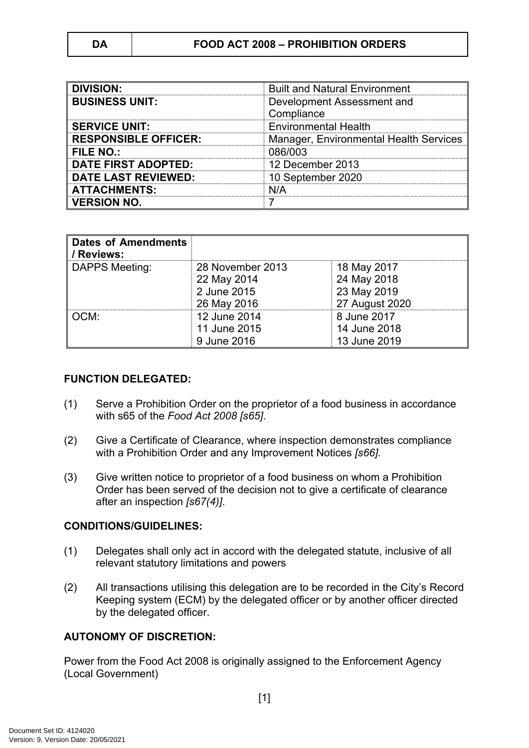| DA | FOOD ACT 2008 – PROHIBITION ORDERS |
|---|---|

| | |
|---|---|
| **DIVISION:** | Built and Natural Environment |
| **BUSINESS UNIT:** | Development Assessment and Compliance |
| **SERVICE UNIT:** | Environmental Health |
| **RESPONSIBLE OFFICER:** | Manager, Environmental Health Services |
| **FILE NO.:** | 086/003 |
| **DATE FIRST ADOPTED:** | 12 December 2013 |
| **DATE LAST REVIEWED:** | 10 September 2020 |
| **ATTACHMENTS:** | N/A |
| **VERSION NO.** | 7 |

| **Dates of Amendments / Reviews:** | | |
|---|---|---|
| DAPPS Meeting: | 28 November 2013<br>22 May 2014<br>2 June 2015<br>26 May 2016 | 18 May 2017<br>24 May 2018<br>23 May 2019<br>27 August 2020 |
| OCM: | 12 June 2014<br>11 June 2015<br>9 June 2016 | 8 June 2017<br>14 June 2018<br>13 June 2019 |

**FUNCTION DELEGATED:**

(1) Serve a Prohibition Order on the proprietor of a food business in accordance with s65 of the *Food Act 2008 [s65]*.

(2) Give a Certificate of Clearance, where inspection demonstrates compliance with a Prohibition Order and any Improvement Notices *[s66].*

(3) Give written notice to proprietor of a food business on whom a Prohibition Order has been served of the decision not to give a certificate of clearance after an inspection *[s67(4)]*.

**CONDITIONS/GUIDELINES:**

(1) Delegates shall only act in accord with the delegated statute, inclusive of all relevant statutory limitations and powers

(2) All transactions utilising this delegation are to be recorded in the City's Record Keeping system (ECM) by the delegated officer or by another officer directed by the delegated officer.

**AUTONOMY OF DISCRETION:**

Power from the Food Act 2008 is originally assigned to the Enforcement Agency (Local Government)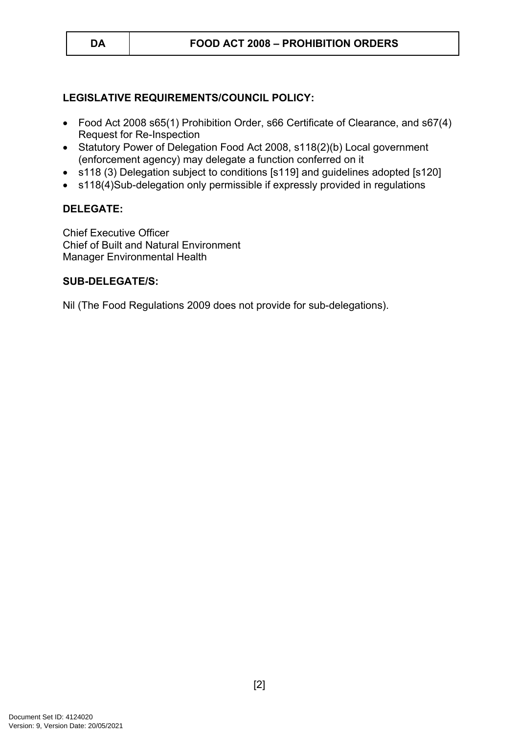| DA | FOOD ACT 2008 – PROHIBITION ORDERS |
|---|---|

**LEGISLATIVE REQUIREMENTS/COUNCIL POLICY:**

- Food Act 2008 s65(1) Prohibition Order, s66 Certificate of Clearance, and s67(4) Request for Re-Inspection
- Statutory Power of Delegation Food Act 2008, s118(2)(b) Local government (enforcement agency) may delegate a function conferred on it
- s118 (3) Delegation subject to conditions [s119] and guidelines adopted [s120]
- s118(4)Sub-delegation only permissible if expressly provided in regulations

**DELEGATE:**

Chief Executive Officer
Chief of Built and Natural Environment
Manager Environmental Health

**SUB-DELEGATE/S:**

Nil (The Food Regulations 2009 does not provide for sub-delegations).

Document Set ID: 4124020
Version: 9, Version Date: 20/05/2021